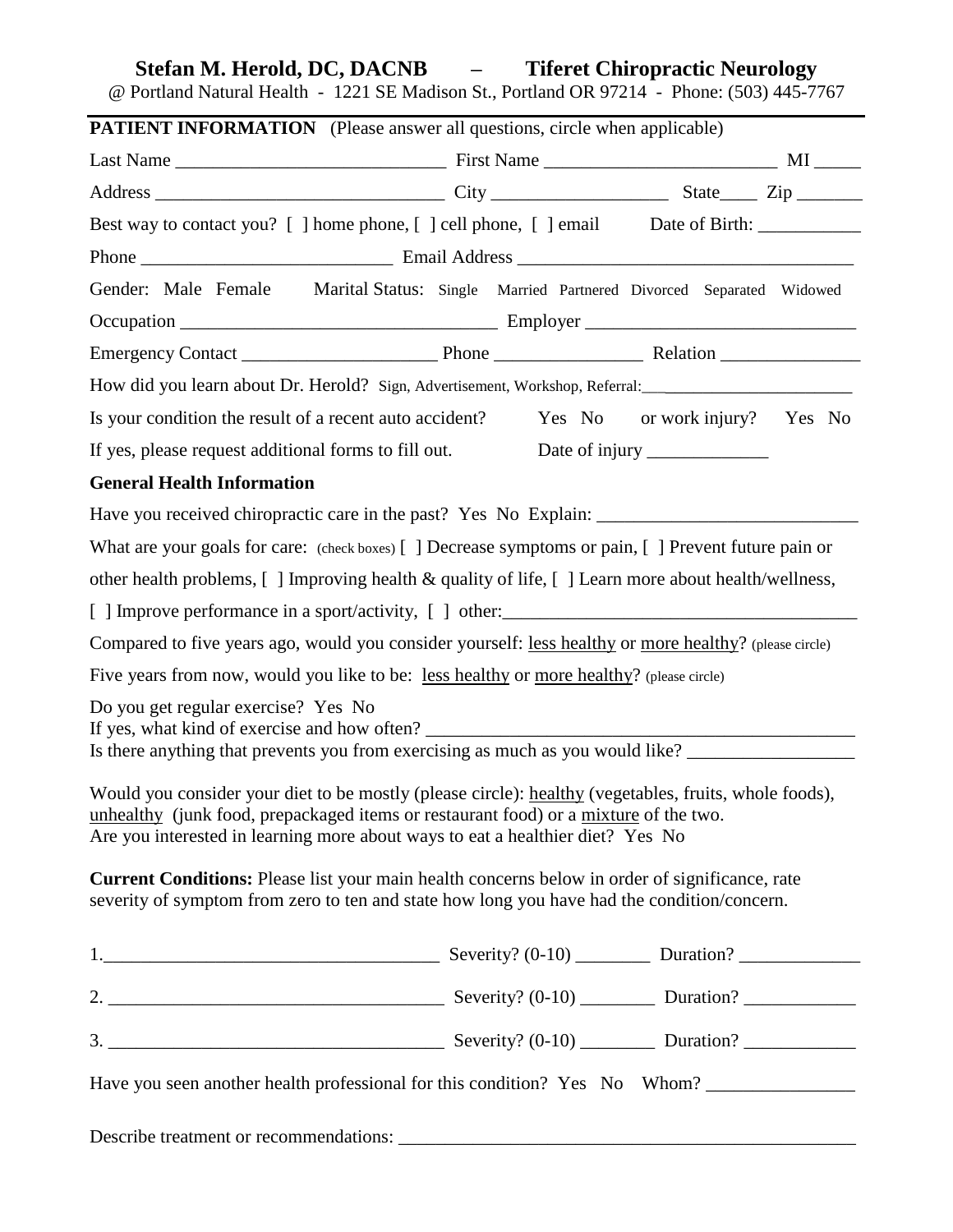# Stefan M. Herold, DC, DACNB – Tiferet Chiropractic Neurology

@ Portland Natural Health - 1221 SE Madison St., Portland OR 97214 - Phone: (503) 445-7767

**PATIENT INFORMATION** (Please answer all questions, circle when applicable)

Last Name ____________________________ First Name ________________________ MI _____

Address ______________________________ City __________________ State____ Zip _______

Best way to contact you? [ ] home phone, [ ] cell phone, [ ] email Date of Birth: ___________

Phone __________________________ Email Address ___________________________________

Gender: Male Female Marital Status: Single Married Partnered Divorced Separated Widowed

Occupation _________________________________ Employer ____________________________

Emergency Contact ____________________ Phone _______________ Relation _______________

How did you learn about Dr. Herold? Sign, Advertisement, Workshop, Referral:_________________________

Is your condition the result of a recent auto accident? Yes No or work injury? Yes No

If yes, please request additional forms to fill out. Date of injury _____________

**General Health Information**

Have you received chiropractic care in the past? Yes No Explain: ___________________________

What are your goals for care: (check boxes) [ ] Decrease symptoms or pain, [ ] Prevent future pain or other health problems, [ ] Improving health & quality of life, [ ] Learn more about health/wellness, [ ] Improve performance in a sport/activity, [ ] other:_____________________________________

Compared to five years ago, would you consider yourself: less healthy or more healthy? (please circle)

Five years from now, would you like to be: less healthy or more healthy? (please circle)

Do you get regular exercise? Yes No
If yes, what kind of exercise and how often? ______________________________________________
Is there anything that prevents you from exercising as much as you would like? _________________

Would you consider your diet to be mostly (please circle): healthy (vegetables, fruits, whole foods), unhealthy (junk food, prepackaged items or restaurant food) or a mixture of the two.
Are you interested in learning more about ways to eat a healthier diet? Yes No

**Current Conditions:** Please list your main health concerns below in order of significance, rate severity of symptom from zero to ten and state how long you have had the condition/concern.

1.___________________________________ Severity? (0-10) ________ Duration? _____________

2. ___________________________________ Severity? (0-10) ________ Duration? ____________

3. ___________________________________ Severity? (0-10) ________ Duration? ____________

Have you seen another health professional for this condition? Yes No Whom? _______________

Describe treatment or recommendations: _________________________________________________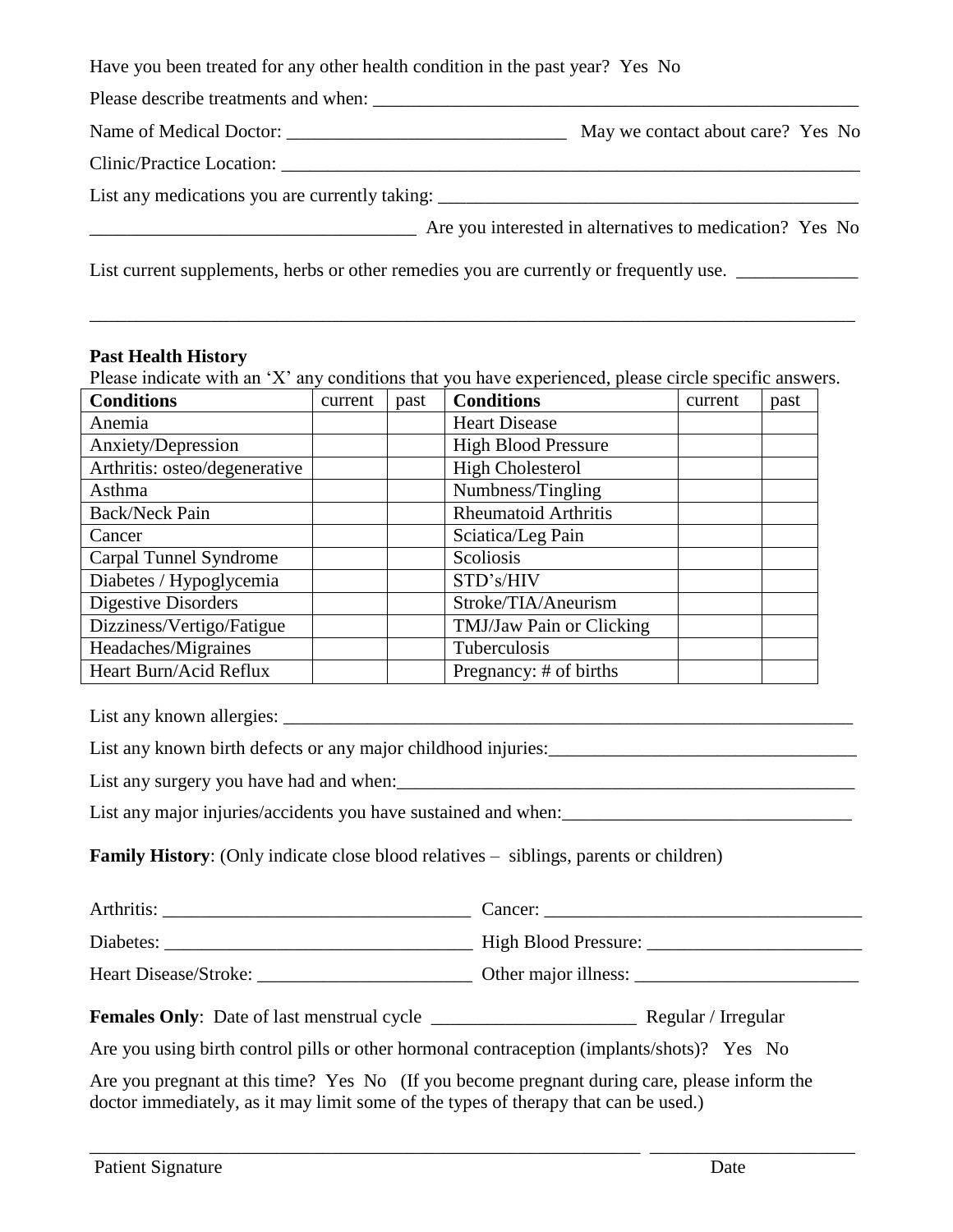Have you been treated for any other health condition in the past year? Yes No

Please describe treatments and when: ______________________________________________________

Name of Medical Doctor: ______________________________ May we contact about care? Yes No

Clinic/Practice Location: ________________________________________________________________

List any medications you are currently taking: _____________________________________________

___________________________________ Are you interested in alternatives to medication? Yes No

List current supplements, herbs or other remedies you are currently or frequently use. _____________

___________________________________________________________________________________

**Past Health History**

Please indicate with an 'X' any conditions that you have experienced, please circle specific answers.

| Conditions | current | past | Conditions | current | past |
|---|---|---|---|---|---|
| Anemia | | | Heart Disease | | |
| Anxiety/Depression | | | High Blood Pressure | | |
| Arthritis: osteo/degenerative | | | High Cholesterol | | |
| Asthma | | | Numbness/Tingling | | |
| Back/Neck Pain | | | Rheumatoid Arthritis | | |
| Cancer | | | Sciatica/Leg Pain | | |
| Carpal Tunnel Syndrome | | | Scoliosis | | |
| Diabetes / Hypoglycemia | | | STD's/HIV | | |
| Digestive Disorders | | | Stroke/TIA/Aneurism | | |
| Dizziness/Vertigo/Fatigue | | | TMJ/Jaw Pain or Clicking | | |
| Headaches/Migraines | | | Tuberculosis | | |
| Heart Burn/Acid Reflux | | | Pregnancy: # of births | | |

List any known allergies: _______________________________________________________________

List any known birth defects or any major childhood injuries:_________________________________

List any surgery you have had and when:__________________________________________________

List any major injuries/accidents you have sustained and when:_______________________________

**Family History**: (Only indicate close blood relatives – siblings, parents or children)

Arthritis: _________________________________ Cancer: __________________________________

Diabetes: _________________________________ High Blood Pressure: ______________________

Heart Disease/Stroke: _______________________ Other major illness: _______________________

**Females Only**: Date of last menstrual cycle ______________________ Regular / Irregular

Are you using birth control pills or other hormonal contraception (implants/shots)? Yes No

Are you pregnant at this time? Yes No (If you become pregnant during care, please inform the doctor immediately, as it may limit some of the types of therapy that can be used.)

_____________________________________________________________ _____________________

Patient Signature Date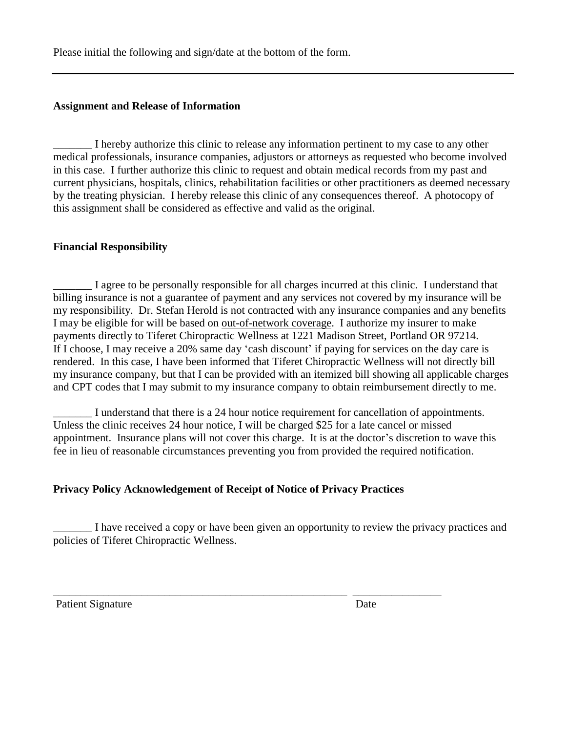Please initial the following and sign/date at the bottom of the form.

---

**Assignment and Release of Information**

_______ I hereby authorize this clinic to release any information pertinent to my case to any other medical professionals, insurance companies, adjustors or attorneys as requested who become involved in this case. I further authorize this clinic to request and obtain medical records from my past and current physicians, hospitals, clinics, rehabilitation facilities or other practitioners as deemed necessary by the treating physician. I hereby release this clinic of any consequences thereof. A photocopy of this assignment shall be considered as effective and valid as the original.

**Financial Responsibility**

_______ I agree to be personally responsible for all charges incurred at this clinic. I understand that billing insurance is not a guarantee of payment and any services not covered by my insurance will be my responsibility. Dr. Stefan Herold is not contracted with any insurance companies and any benefits I may be eligible for will be based on <u>out-of-network coverage</u>. I authorize my insurer to make payments directly to Tiferet Chiropractic Wellness at 1221 Madison Street, Portland OR 97214. If I choose, I may receive a 20% same day 'cash discount' if paying for services on the day care is rendered. In this case, I have been informed that Tiferet Chiropractic Wellness will not directly bill my insurance company, but that I can be provided with an itemized bill showing all applicable charges and CPT codes that I may submit to my insurance company to obtain reimbursement directly to me.

_______ I understand that there is a 24 hour notice requirement for cancellation of appointments. Unless the clinic receives 24 hour notice, I will be charged $25 for a late cancel or missed appointment. Insurance plans will not cover this charge. It is at the doctor's discretion to wave this fee in lieu of reasonable circumstances preventing you from provided the required notification.

**Privacy Policy Acknowledgement of Receipt of Notice of Privacy Practices**

_______ I have received a copy or have been given an opportunity to review the privacy practices and policies of Tiferet Chiropractic Wellness.

_______________________________________________________ ________________

Patient Signature Date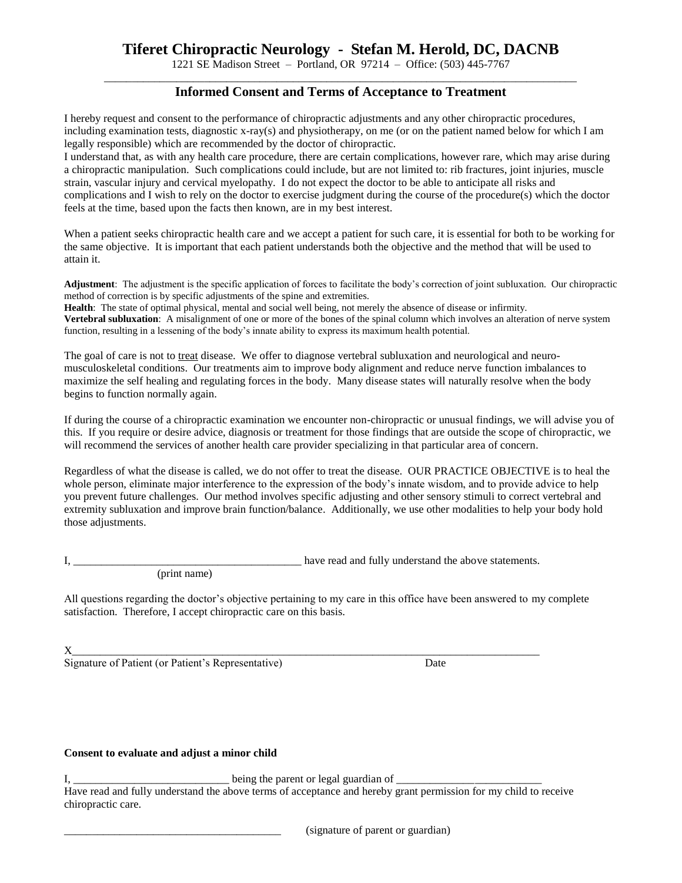# Tiferet Chiropractic Neurology - Stefan M. Herold, DC, DACNB

1221 SE Madison Street – Portland, OR 97214 – Office: (503) 445-7767

---

## Informed Consent and Terms of Acceptance to Treatment

I hereby request and consent to the performance of chiropractic adjustments and any other chiropractic procedures, including examination tests, diagnostic x-ray(s) and physiotherapy, on me (or on the patient named below for which I am legally responsible) which are recommended by the doctor of chiropractic.
I understand that, as with any health care procedure, there are certain complications, however rare, which may arise during a chiropractic manipulation. Such complications could include, but are not limited to: rib fractures, joint injuries, muscle strain, vascular injury and cervical myelopathy. I do not expect the doctor to be able to anticipate all risks and complications and I wish to rely on the doctor to exercise judgment during the course of the procedure(s) which the doctor feels at the time, based upon the facts then known, are in my best interest.

When a patient seeks chiropractic health care and we accept a patient for such care, it is essential for both to be working for the same objective. It is important that each patient understands both the objective and the method that will be used to attain it.

**Adjustment**: The adjustment is the specific application of forces to facilitate the body's correction of joint subluxation. Our chiropractic method of correction is by specific adjustments of the spine and extremities.
**Health**: The state of optimal physical, mental and social well being, not merely the absence of disease or infirmity.
**Vertebral subluxation**: A misalignment of one or more of the bones of the spinal column which involves an alteration of nerve system function, resulting in a lessening of the body's innate ability to express its maximum health potential.

The goal of care is not to <u>treat</u> disease. We offer to diagnose vertebral subluxation and neurological and neuro-musculoskeletal conditions. Our treatments aim to improve body alignment and reduce nerve function imbalances to maximize the self healing and regulating forces in the body. Many disease states will naturally resolve when the body begins to function normally again.

If during the course of a chiropractic examination we encounter non-chiropractic or unusual findings, we will advise you of this. If you require or desire advice, diagnosis or treatment for those findings that are outside the scope of chiropractic, we will recommend the services of another health care provider specializing in that particular area of concern.

Regardless of what the disease is called, we do not offer to treat the disease. OUR PRACTICE OBJECTIVE is to heal the whole person, eliminate major interference to the expression of the body's innate wisdom, and to provide advice to help you prevent future challenges. Our method involves specific adjusting and other sensory stimuli to correct vertebral and extremity subluxation and improve brain function/balance. Additionally, we use other modalities to help your body hold those adjustments.

I, _________________________________________ have read and fully understand the above statements.
(print name)

All questions regarding the doctor's objective pertaining to my care in this office have been answered to my complete satisfaction. Therefore, I accept chiropractic care on this basis.

X_________________________________________________________________________________________
Signature of Patient (or Patient's Representative) Date

**Consent to evaluate and adjust a minor child**

I, ____________________________ being the parent or legal guardian of __________________________
Have read and fully understand the above terms of acceptance and hereby grant permission for my child to receive chiropractic care.

________________________________________ (signature of parent or guardian)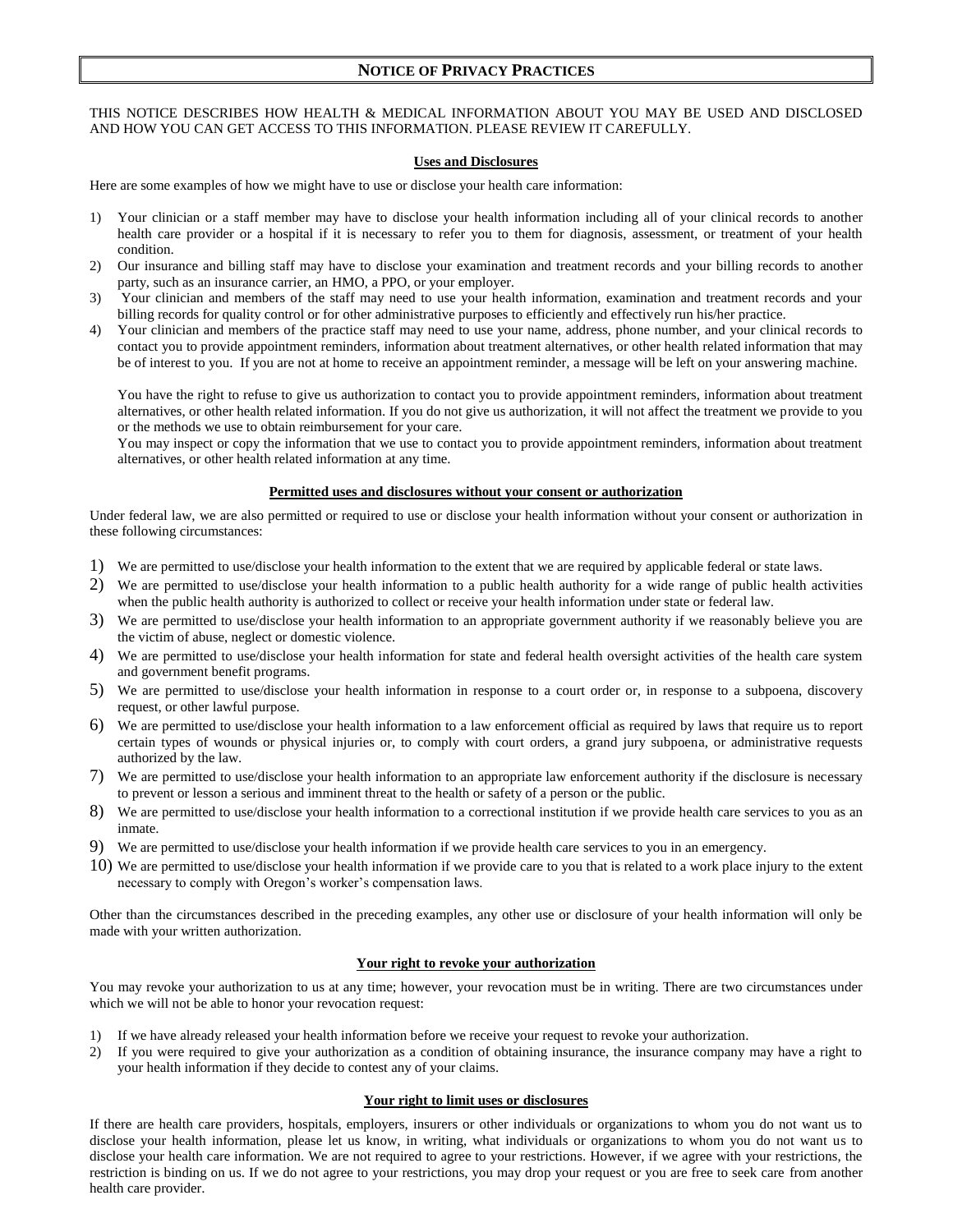# NOTICE OF PRIVACY PRACTICES

THIS NOTICE DESCRIBES HOW HEALTH & MEDICAL INFORMATION ABOUT YOU MAY BE USED AND DISCLOSED AND HOW YOU CAN GET ACCESS TO THIS INFORMATION. PLEASE REVIEW IT CAREFULLY.

## Uses and Disclosures

Here are some examples of how we might have to use or disclose your health care information:

1) Your clinician or a staff member may have to disclose your health information including all of your clinical records to another health care provider or a hospital if it is necessary to refer you to them for diagnosis, assessment, or treatment of your health condition.
2) Our insurance and billing staff may have to disclose your examination and treatment records and your billing records to another party, such as an insurance carrier, an HMO, a PPO, or your employer.
3) Your clinician and members of the staff may need to use your health information, examination and treatment records and your billing records for quality control or for other administrative purposes to efficiently and effectively run his/her practice.
4) Your clinician and members of the practice staff may need to use your name, address, phone number, and your clinical records to contact you to provide appointment reminders, information about treatment alternatives, or other health related information that may be of interest to you. If you are not at home to receive an appointment reminder, a message will be left on your answering machine.

   You have the right to refuse to give us authorization to contact you to provide appointment reminders, information about treatment alternatives, or other health related information. If you do not give us authorization, it will not affect the treatment we provide to you or the methods we use to obtain reimbursement for your care.
   You may inspect or copy the information that we use to contact you to provide appointment reminders, information about treatment alternatives, or other health related information at any time.

## Permitted uses and disclosures without your consent or authorization

Under federal law, we are also permitted or required to use or disclose your health information without your consent or authorization in these following circumstances:

1) We are permitted to use/disclose your health information to the extent that we are required by applicable federal or state laws.
2) We are permitted to use/disclose your health information to a public health authority for a wide range of public health activities when the public health authority is authorized to collect or receive your health information under state or federal law.
3) We are permitted to use/disclose your health information to an appropriate government authority if we reasonably believe you are the victim of abuse, neglect or domestic violence.
4) We are permitted to use/disclose your health information for state and federal health oversight activities of the health care system and government benefit programs.
5) We are permitted to use/disclose your health information in response to a court order or, in response to a subpoena, discovery request, or other lawful purpose.
6) We are permitted to use/disclose your health information to a law enforcement official as required by laws that require us to report certain types of wounds or physical injuries or, to comply with court orders, a grand jury subpoena, or administrative requests authorized by the law.
7) We are permitted to use/disclose your health information to an appropriate law enforcement authority if the disclosure is necessary to prevent or lesson a serious and imminent threat to the health or safety of a person or the public.
8) We are permitted to use/disclose your health information to a correctional institution if we provide health care services to you as an inmate.
9) We are permitted to use/disclose your health information if we provide health care services to you in an emergency.
10) We are permitted to use/disclose your health information if we provide care to you that is related to a work place injury to the extent necessary to comply with Oregon's worker's compensation laws.

Other than the circumstances described in the preceding examples, any other use or disclosure of your health information will only be made with your written authorization.

## Your right to revoke your authorization

You may revoke your authorization to us at any time; however, your revocation must be in writing. There are two circumstances under which we will not be able to honor your revocation request:

1) If we have already released your health information before we receive your request to revoke your authorization.
2) If you were required to give your authorization as a condition of obtaining insurance, the insurance company may have a right to your health information if they decide to contest any of your claims.

## Your right to limit uses or disclosures

If there are health care providers, hospitals, employers, insurers or other individuals or organizations to whom you do not want us to disclose your health information, please let us know, in writing, what individuals or organizations to whom you do not want us to disclose your health care information. We are not required to agree to your restrictions. However, if we agree with your restrictions, the restriction is binding on us. If we do not agree to your restrictions, you may drop your request or you are free to seek care from another health care provider.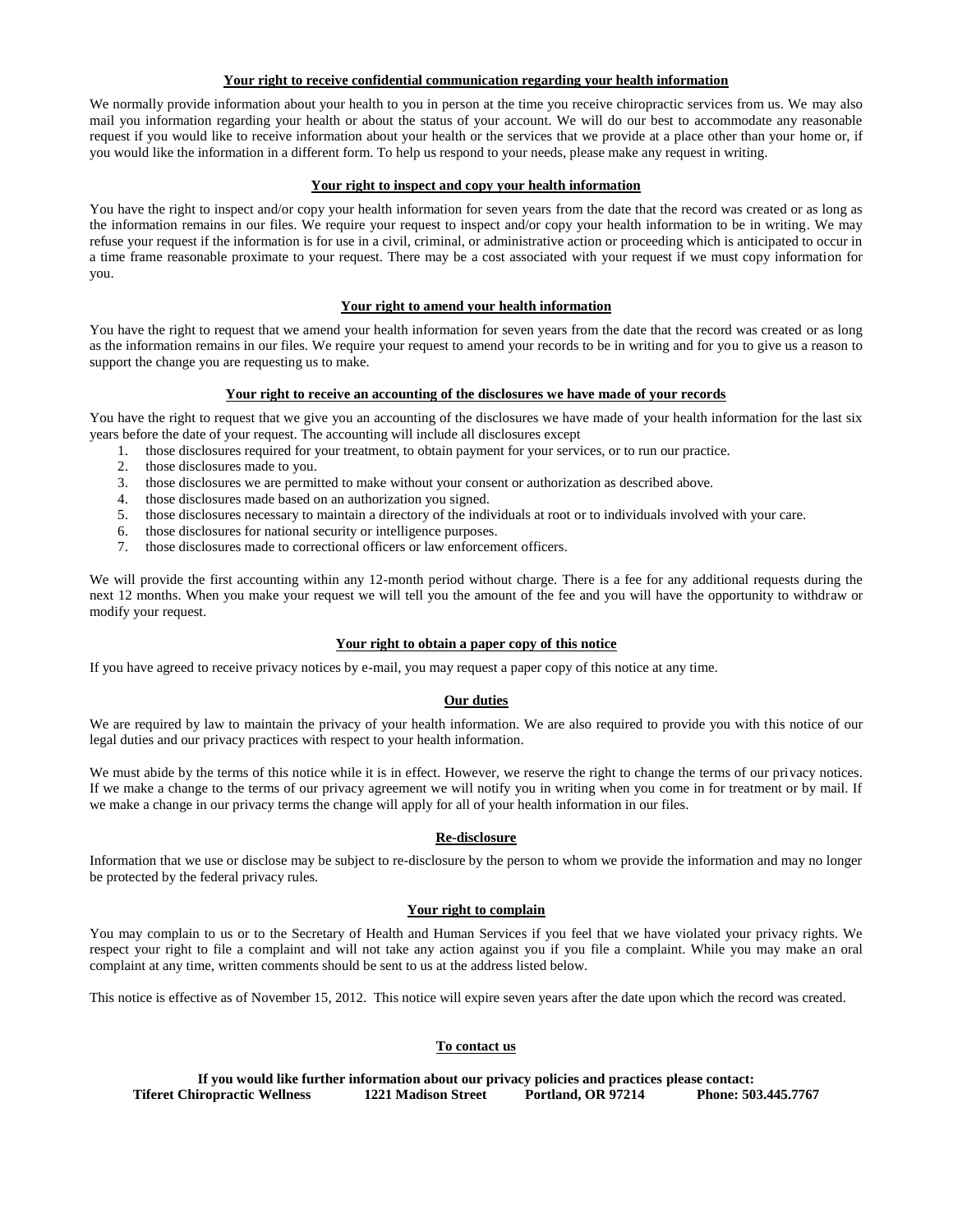**Your right to receive confidential communication regarding your health information**

We normally provide information about your health to you in person at the time you receive chiropractic services from us. We may also mail you information regarding your health or about the status of your account. We will do our best to accommodate any reasonable request if you would like to receive information about your health or the services that we provide at a place other than your home or, if you would like the information in a different form. To help us respond to your needs, please make any request in writing.

**Your right to inspect and copy your health information**

You have the right to inspect and/or copy your health information for seven years from the date that the record was created or as long as the information remains in our files. We require your request to inspect and/or copy your health information to be in writing. We may refuse your request if the information is for use in a civil, criminal, or administrative action or proceeding which is anticipated to occur in a time frame reasonable proximate to your request. There may be a cost associated with your request if we must copy information for you.

**Your right to amend your health information**

You have the right to request that we amend your health information for seven years from the date that the record was created or as long as the information remains in our files. We require your request to amend your records to be in writing and for you to give us a reason to support the change you are requesting us to make.

**Your right to receive an accounting of the disclosures we have made of your records**

You have the right to request that we give you an accounting of the disclosures we have made of your health information for the last six years before the date of your request. The accounting will include all disclosures except

1. those disclosures required for your treatment, to obtain payment for your services, or to run our practice.
2. those disclosures made to you.
3. those disclosures we are permitted to make without your consent or authorization as described above.
4. those disclosures made based on an authorization you signed.
5. those disclosures necessary to maintain a directory of the individuals at root or to individuals involved with your care.
6. those disclosures for national security or intelligence purposes.
7. those disclosures made to correctional officers or law enforcement officers.

We will provide the first accounting within any 12-month period without charge. There is a fee for any additional requests during the next 12 months. When you make your request we will tell you the amount of the fee and you will have the opportunity to withdraw or modify your request.

**Your right to obtain a paper copy of this notice**

If you have agreed to receive privacy notices by e-mail, you may request a paper copy of this notice at any time.

**Our duties**

We are required by law to maintain the privacy of your health information. We are also required to provide you with this notice of our legal duties and our privacy practices with respect to your health information.

We must abide by the terms of this notice while it is in effect. However, we reserve the right to change the terms of our privacy notices. If we make a change to the terms of our privacy agreement we will notify you in writing when you come in for treatment or by mail. If we make a change in our privacy terms the change will apply for all of your health information in our files.

**Re-disclosure**

Information that we use or disclose may be subject to re-disclosure by the person to whom we provide the information and may no longer be protected by the federal privacy rules.

**Your right to complain**

You may complain to us or to the Secretary of Health and Human Services if you feel that we have violated your privacy rights. We respect your right to file a complaint and will not take any action against you if you file a complaint. While you may make an oral complaint at any time, written comments should be sent to us at the address listed below.

This notice is effective as of November 15, 2012. This notice will expire seven years after the date upon which the record was created.

**To contact us**

**If you would like further information about our privacy policies and practices please contact:**
**Tiferet Chiropractic Wellness 1221 Madison Street Portland, OR 97214 Phone: 503.445.7767**